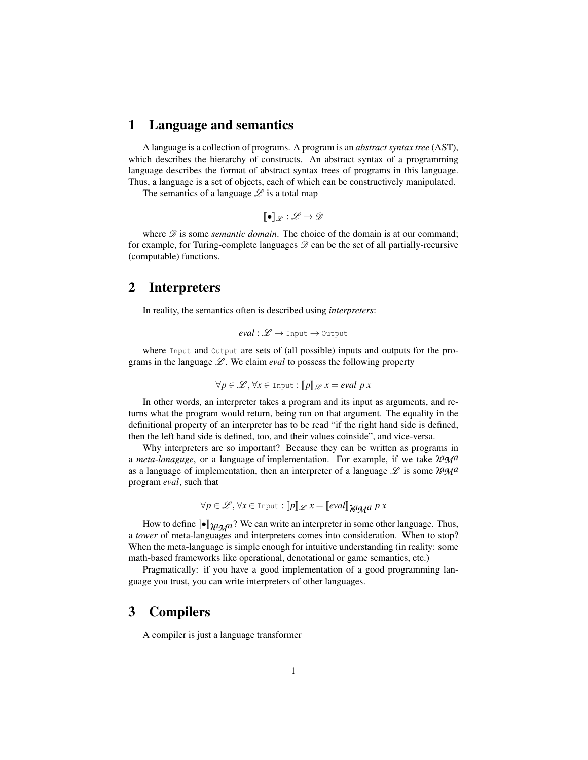# 1 Language and semantics

A language is a collection of programs. A program is an *abstract syntax tree* (AST), which describes the hierarchy of constructs. An abstract syntax of a programming language describes the format of abstract syntax trees of programs in this language. Thus, a language is a set of objects, each of which can be constructively manipulated.

The semantics of a language $\mathscr{L}$ is a total map

$$[\![\bullet]\!]_{\mathscr{L}} : \mathscr{L} \to \mathscr{D}$$

where $\mathscr{D}$ is some *semantic domain*. The choice of the domain is at our command; for example, for Turing-complete languages $\mathscr{D}$ can be the set of all partially-recursive (computable) functions.

# 2 Interpreters

In reality, the semantics often is described using *interpreters*:

$$eval : \mathscr{L} \to \texttt{Input} \to \texttt{Output}$$

where `Input` and `Output` are sets of (all possible) inputs and outputs for the programs in the language $\mathscr{L}$. We claim *eval* to possess the following property

$$\forall p \in \mathscr{L}, \forall x \in \texttt{Input} : [\![p]\!]_{\mathscr{L}}\ x = eval\ p\ x$$

In other words, an interpreter takes a program and its input as arguments, and returns what the program would return, being run on that argument. The equality in the definitional property of an interpreter has to be read "if the right hand side is defined, then the left hand side is defined, too, and their values coinside", and vice-versa.

Why interpreters are so important? Because they can be written as programs in a *meta-lanaguge*, or a language of implementation. For example, if we take $\lambda a\mathcal{M}a$ as a language of implementation, then an interpreter of a language $\mathscr{L}$ is some $\lambda a\mathcal{M}a$ program *eval*, such that

$$\forall p \in \mathscr{L}, \forall x \in \texttt{Input} : [\![p]\!]_{\mathscr{L}}\ x = [\![eval]\!]_{\lambda a\mathcal{M}a}\ p\ x$$

How to define $[\![\bullet]\!]_{\lambda a\mathcal{M}a}$? We can write an interpreter in some other language. Thus, a *tower* of meta-languages and interpreters comes into consideration. When to stop? When the meta-language is simple enough for intuitive understanding (in reality: some math-based frameworks like operational, denotational or game semantics, etc.)

Pragmatically: if you have a good implementation of a good programming language you trust, you can write interpreters of other languages.

# 3 Compilers

A compiler is just a language transformer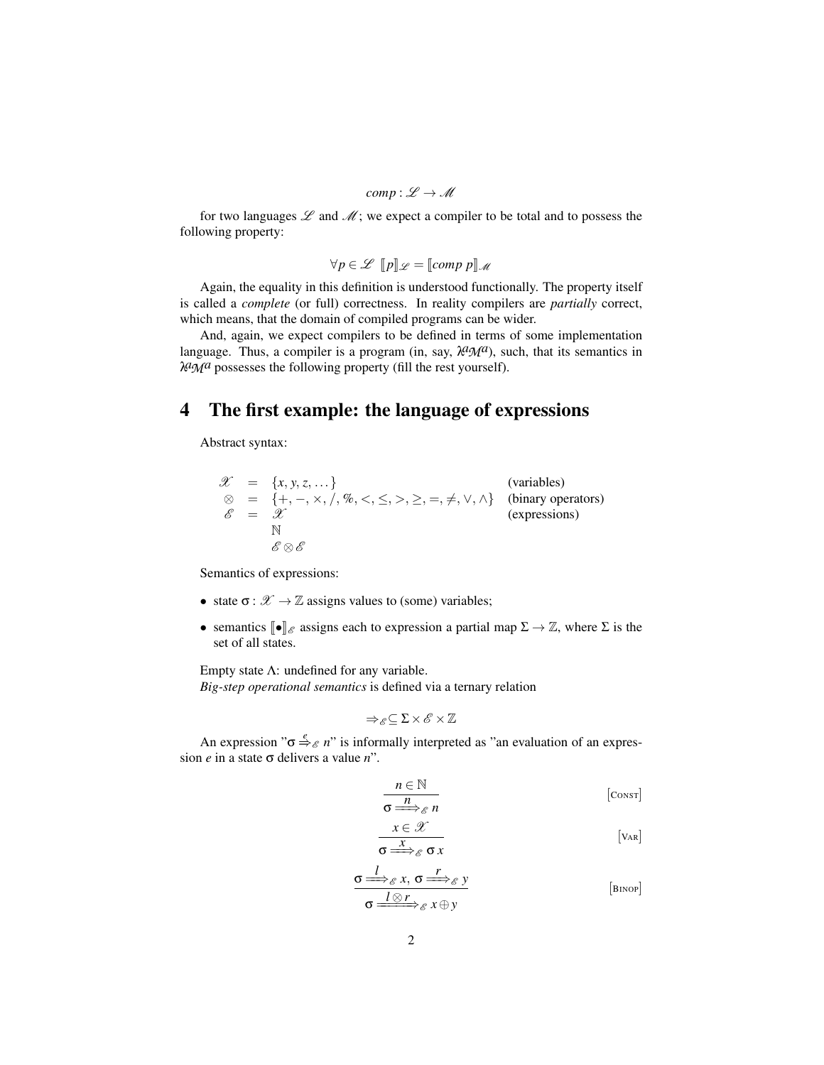$$comp : \mathscr{L} \to \mathscr{M}$$

for two languages $\mathscr{L}$ and $\mathscr{M}$; we expect a compiler to be total and to possess the following property:

$$\forall p \in \mathscr{L} \;\; [\![p]\!]_{\mathscr{L}} = [\![comp\ p]\!]_{\mathscr{M}}$$

Again, the equality in this definition is understood functionally. The property itself is called a *complete* (or full) correctness. In reality compilers are *partially* correct, which means, that the domain of compiled programs can be wider.

And, again, we expect compilers to be defined in terms of some implementation language. Thus, a compiler is a program (in, say, $\lambda^a\mathcal{M}^a$), such, that its semantics in $\lambda^a\mathcal{M}^a$ possesses the following property (fill the rest yourself).

# 4 The first example: the language of expressions

Abstract syntax:

$$
\begin{array}{rcll}
\mathscr{X} & = & \{x, y, z, \dots\} & \text{(variables)} \\
\otimes & = & \{+, -, \times, /, \%, <, \leq, >, \geq, =, \neq, \vee, \wedge\} & \text{(binary operators)} \\
\mathscr{E} & = & \mathscr{X} & \text{(expressions)} \\
 & & \mathbb{N} & \\
 & & \mathscr{E} \otimes \mathscr{E} &
\end{array}
$$

Semantics of expressions:

- state $\sigma : \mathscr{X} \to \mathbb{Z}$ assigns values to (some) variables;
- semantics $[\![\bullet]\!]_{\mathscr{E}}$ assigns each to expression a partial map $\Sigma \to \mathbb{Z}$, where $\Sigma$ is the set of all states.

Empty state $\Lambda$: undefined for any variable.
*Big-step operational semantics* is defined via a ternary relation

$$\Rightarrow_{\mathscr{E}} \subseteq \Sigma \times \mathscr{E} \times \mathbb{Z}$$

An expression "$\sigma \overset{e}{\Rightarrow}_{\mathscr{E}} n$" is informally interpreted as "an evaluation of an expression $e$ in a state $\sigma$ delivers a value $n$".

$$\frac{n \in \mathbb{N}}{\sigma \xRightarrow{n}_{\mathscr{E}} n} \quad [\text{Const}]$$

$$\frac{x \in \mathscr{X}}{\sigma \xRightarrow{x}_{\mathscr{E}} \sigma\, x} \quad [\text{Var}]$$

$$\frac{\sigma \xRightarrow{l}_{\mathscr{E}} x,\ \sigma \xRightarrow{r}_{\mathscr{E}} y}{\sigma \xRightarrow{l \otimes r}_{\mathscr{E}} x \oplus y} \quad [\text{Binop}]$$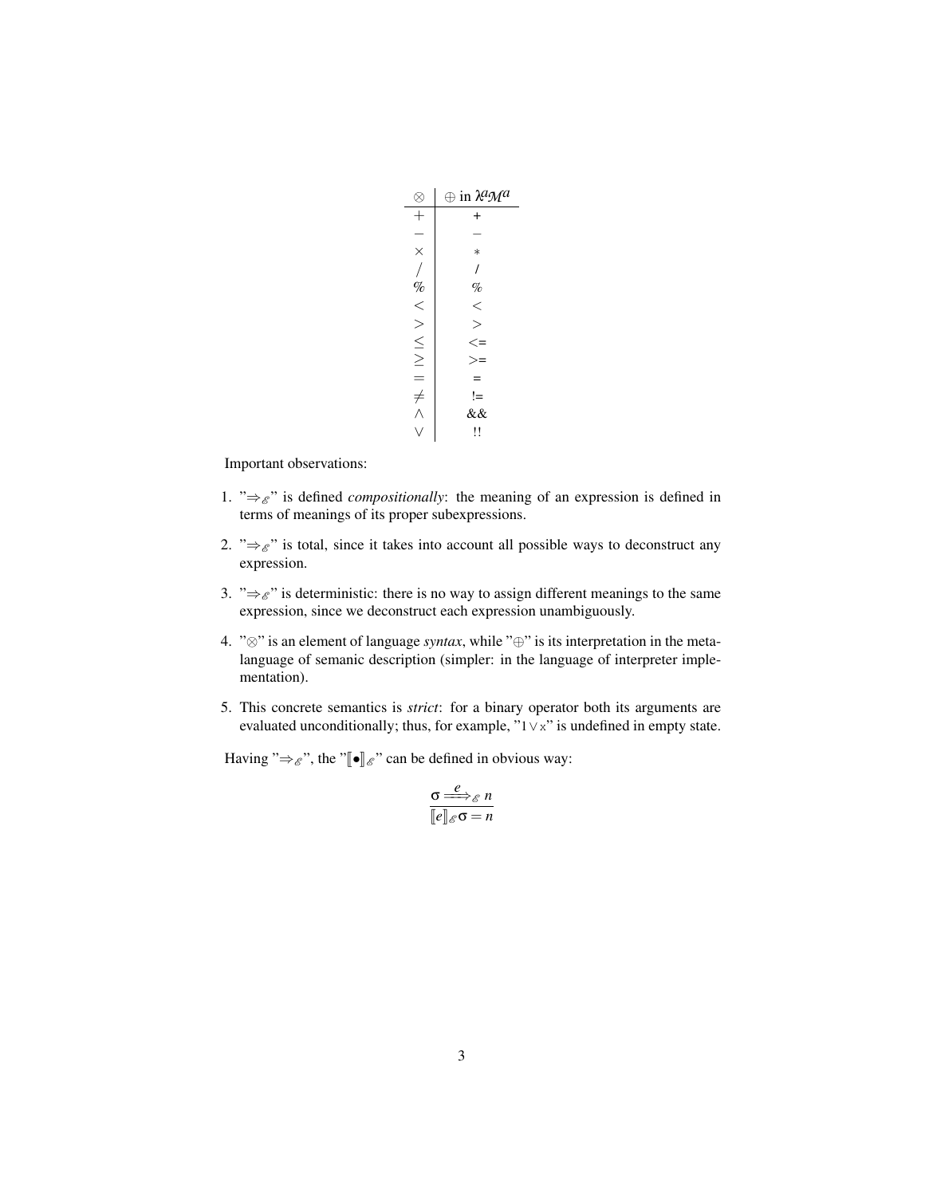| $\otimes$ | $\oplus$ in $\lambda^a\mathcal{M}^a$ |
| --- | --- |
| $+$ | + |
| $-$ | − |
| $\times$ | * |
| $/$ | / |
| % | % |
| $<$ | < |
| $>$ | > |
| $\leq$ | <= |
| $\geq$ | >= |
| $=$ | = |
| $\neq$ | != |
| $\wedge$ | && |
| $\vee$ | !! |

Important observations:

1. "$\Rightarrow_{\mathscr{E}}$" is defined *compositionally*: the meaning of an expression is defined in terms of meanings of its proper subexpressions.
2. "$\Rightarrow_{\mathscr{E}}$" is total, since it takes into account all possible ways to deconstruct any expression.
3. "$\Rightarrow_{\mathscr{E}}$" is deterministic: there is no way to assign different meanings to the same expression, since we deconstruct each expression unambiguously.
4. "$\otimes$" is an element of language *syntax*, while "$\oplus$" is its interpretation in the meta-language of semanic description (simpler: in the language of interpreter implementation).
5. This concrete semantics is *strict*: for a binary operator both its arguments are evaluated unconditionally; thus, for example, "$1 \vee x$" is undefined in empty state.

Having "$\Rightarrow_{\mathscr{E}}$", the "$[\![\bullet]\!]_{\mathscr{E}}$" can be defined in obvious way:

$$\frac{\sigma \xrightarrow{e}_{\mathscr{E}} n}{[\![e]\!]_{\mathscr{E}}\sigma = n}$$